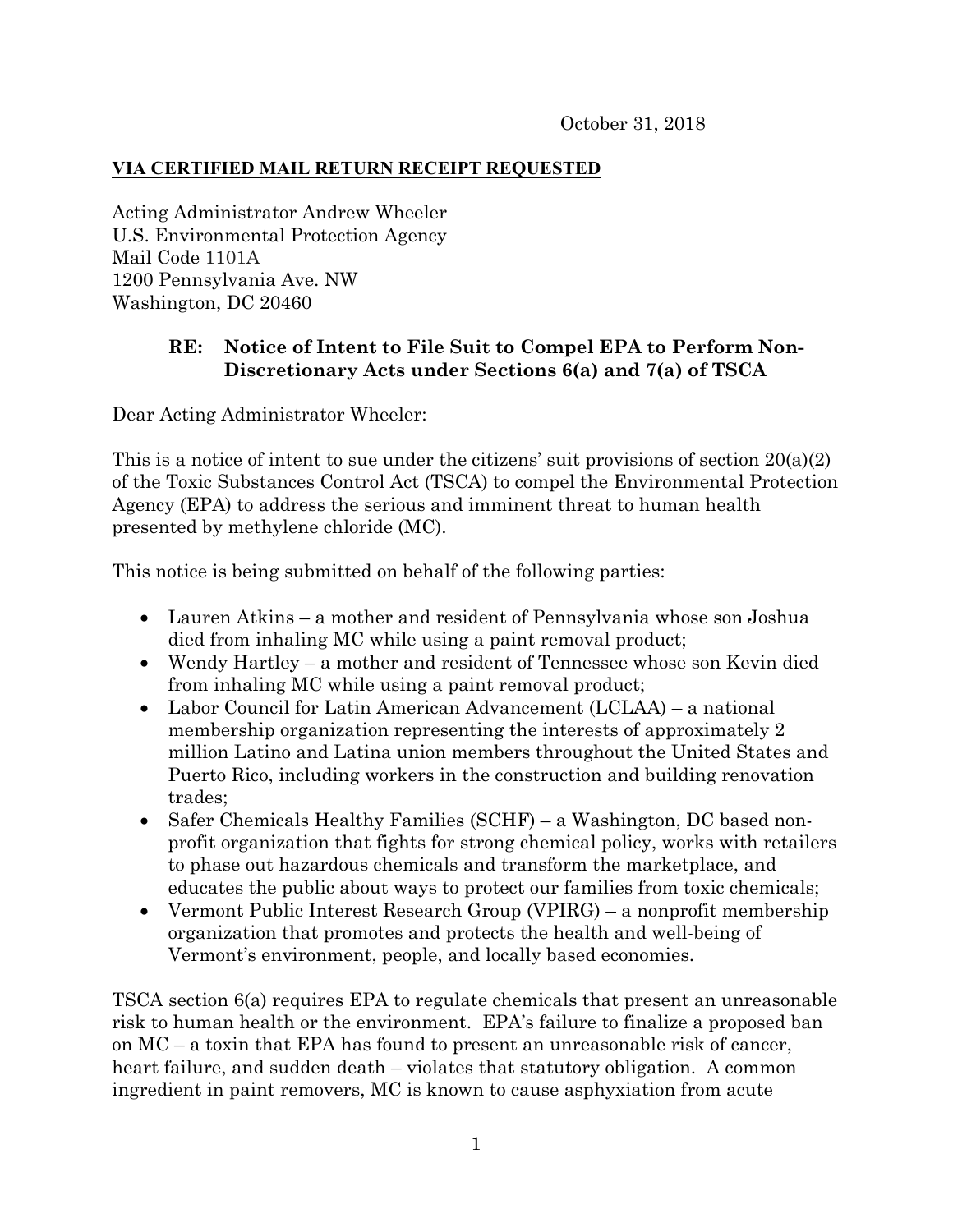October 31, 2018

**VIA CERTIFIED MAIL RETURN RECEIPT REQUESTED**

Acting Administrator Andrew Wheeler
U.S. Environmental Protection Agency
Mail Code 1101A
1200 Pennsylvania Ave. NW
Washington, DC 20460

**RE: Notice of Intent to File Suit to Compel EPA to Perform Non-Discretionary Acts under Sections 6(a) and 7(a) of TSCA**

Dear Acting Administrator Wheeler:

This is a notice of intent to sue under the citizens' suit provisions of section 20(a)(2) of the Toxic Substances Control Act (TSCA) to compel the Environmental Protection Agency (EPA) to address the serious and imminent threat to human health presented by methylene chloride (MC).

This notice is being submitted on behalf of the following parties:

- Lauren Atkins – a mother and resident of Pennsylvania whose son Joshua died from inhaling MC while using a paint removal product;
- Wendy Hartley – a mother and resident of Tennessee whose son Kevin died from inhaling MC while using a paint removal product;
- Labor Council for Latin American Advancement (LCLAA) – a national membership organization representing the interests of approximately 2 million Latino and Latina union members throughout the United States and Puerto Rico, including workers in the construction and building renovation trades;
- Safer Chemicals Healthy Families (SCHF) – a Washington, DC based non-profit organization that fights for strong chemical policy, works with retailers to phase out hazardous chemicals and transform the marketplace, and educates the public about ways to protect our families from toxic chemicals;
- Vermont Public Interest Research Group (VPIRG) – a nonprofit membership organization that promotes and protects the health and well-being of Vermont's environment, people, and locally based economies.

TSCA section 6(a) requires EPA to regulate chemicals that present an unreasonable risk to human health or the environment. EPA's failure to finalize a proposed ban on MC – a toxin that EPA has found to present an unreasonable risk of cancer, heart failure, and sudden death – violates that statutory obligation. A common ingredient in paint removers, MC is known to cause asphyxiation from acute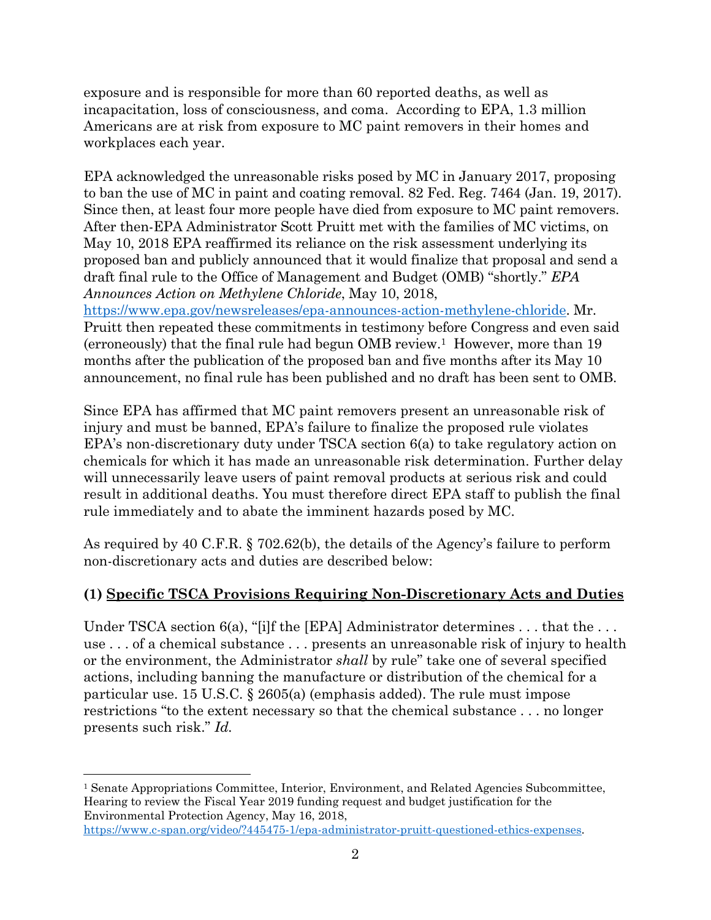exposure and is responsible for more than 60 reported deaths, as well as incapacitation, loss of consciousness, and coma. According to EPA, 1.3 million Americans are at risk from exposure to MC paint removers in their homes and workplaces each year.

EPA acknowledged the unreasonable risks posed by MC in January 2017, proposing to ban the use of MC in paint and coating removal. 82 Fed. Reg. 7464 (Jan. 19, 2017). Since then, at least four more people have died from exposure to MC paint removers. After then-EPA Administrator Scott Pruitt met with the families of MC victims, on May 10, 2018 EPA reaffirmed its reliance on the risk assessment underlying its proposed ban and publicly announced that it would finalize that proposal and send a draft final rule to the Office of Management and Budget (OMB) "shortly." *EPA Announces Action on Methylene Chloride*, May 10, 2018, https://www.epa.gov/newsreleases/epa-announces-action-methylene-chloride. Mr. Pruitt then repeated these commitments in testimony before Congress and even said (erroneously) that the final rule had begun OMB review.[1] However, more than 19 months after the publication of the proposed ban and five months after its May 10 announcement, no final rule has been published and no draft has been sent to OMB.

Since EPA has affirmed that MC paint removers present an unreasonable risk of injury and must be banned, EPA's failure to finalize the proposed rule violates EPA's non-discretionary duty under TSCA section 6(a) to take regulatory action on chemicals for which it has made an unreasonable risk determination. Further delay will unnecessarily leave users of paint removal products at serious risk and could result in additional deaths. You must therefore direct EPA staff to publish the final rule immediately and to abate the imminent hazards posed by MC.

As required by 40 C.F.R. § 702.62(b), the details of the Agency's failure to perform non-discretionary acts and duties are described below:

### (1) <u>Specific TSCA Provisions Requiring Non-Discretionary Acts and Duties</u>

Under TSCA section 6(a), "[i]f the [EPA] Administrator determines . . . that the . . . use . . . of a chemical substance . . . presents an unreasonable risk of injury to health or the environment, the Administrator *shall* by rule" take one of several specified actions, including banning the manufacture or distribution of the chemical for a particular use. 15 U.S.C. § 2605(a) (emphasis added). The rule must impose restrictions "to the extent necessary so that the chemical substance . . . no longer presents such risk." *Id.*

---

[1] Senate Appropriations Committee, Interior, Environment, and Related Agencies Subcommittee, Hearing to review the Fiscal Year 2019 funding request and budget justification for the Environmental Protection Agency, May 16, 2018, https://www.c-span.org/video/?445475-1/epa-administrator-pruitt-questioned-ethics-expenses.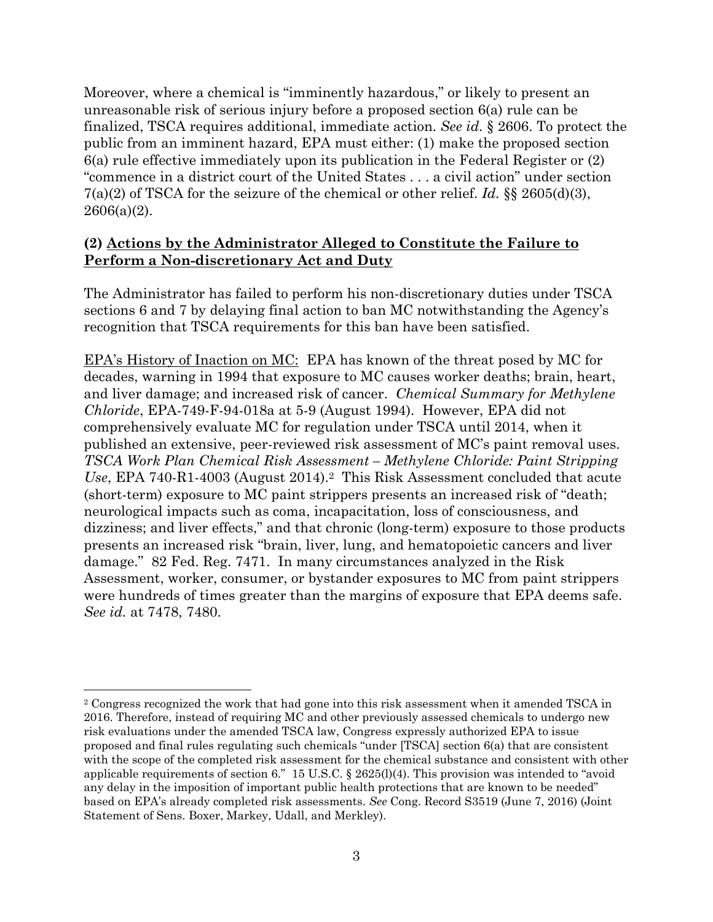Moreover, where a chemical is "imminently hazardous," or likely to present an unreasonable risk of serious injury before a proposed section 6(a) rule can be finalized, TSCA requires additional, immediate action. *See id.* § 2606. To protect the public from an imminent hazard, EPA must either: (1) make the proposed section 6(a) rule effective immediately upon its publication in the Federal Register or (2) "commence in a district court of the United States . . . a civil action" under section 7(a)(2) of TSCA for the seizure of the chemical or other relief. *Id.* §§ 2605(d)(3), 2606(a)(2).

## (2) <u>Actions by the Administrator Alleged to Constitute the Failure to Perform a Non-discretionary Act and Duty</u>

The Administrator has failed to perform his non-discretionary duties under TSCA sections 6 and 7 by delaying final action to ban MC notwithstanding the Agency's recognition that TSCA requirements for this ban have been satisfied.

<u>EPA's History of Inaction on MC:</u> EPA has known of the threat posed by MC for decades, warning in 1994 that exposure to MC causes worker deaths; brain, heart, and liver damage; and increased risk of cancer. *Chemical Summary for Methylene Chloride*, EPA-749-F-94-018a at 5-9 (August 1994). However, EPA did not comprehensively evaluate MC for regulation under TSCA until 2014, when it published an extensive, peer-reviewed risk assessment of MC's paint removal uses. *TSCA Work Plan Chemical Risk Assessment – Methylene Chloride: Paint Stripping Use*, EPA 740-R1-4003 (August 2014).[2] This Risk Assessment concluded that acute (short-term) exposure to MC paint strippers presents an increased risk of "death; neurological impacts such as coma, incapacitation, loss of consciousness, and dizziness; and liver effects," and that chronic (long-term) exposure to those products presents an increased risk "brain, liver, lung, and hematopoietic cancers and liver damage." 82 Fed. Reg. 7471. In many circumstances analyzed in the Risk Assessment, worker, consumer, or bystander exposures to MC from paint strippers were hundreds of times greater than the margins of exposure that EPA deems safe. *See id.* at 7478, 7480.

---

[2] Congress recognized the work that had gone into this risk assessment when it amended TSCA in 2016. Therefore, instead of requiring MC and other previously assessed chemicals to undergo new risk evaluations under the amended TSCA law, Congress expressly authorized EPA to issue proposed and final rules regulating such chemicals "under [TSCA] section 6(a) that are consistent with the scope of the completed risk assessment for the chemical substance and consistent with other applicable requirements of section 6." 15 U.S.C. § 2625(l)(4). This provision was intended to "avoid any delay in the imposition of important public health protections that are known to be needed" based on EPA's already completed risk assessments. *See* Cong. Record S3519 (June 7, 2016) (Joint Statement of Sens. Boxer, Markey, Udall, and Merkley).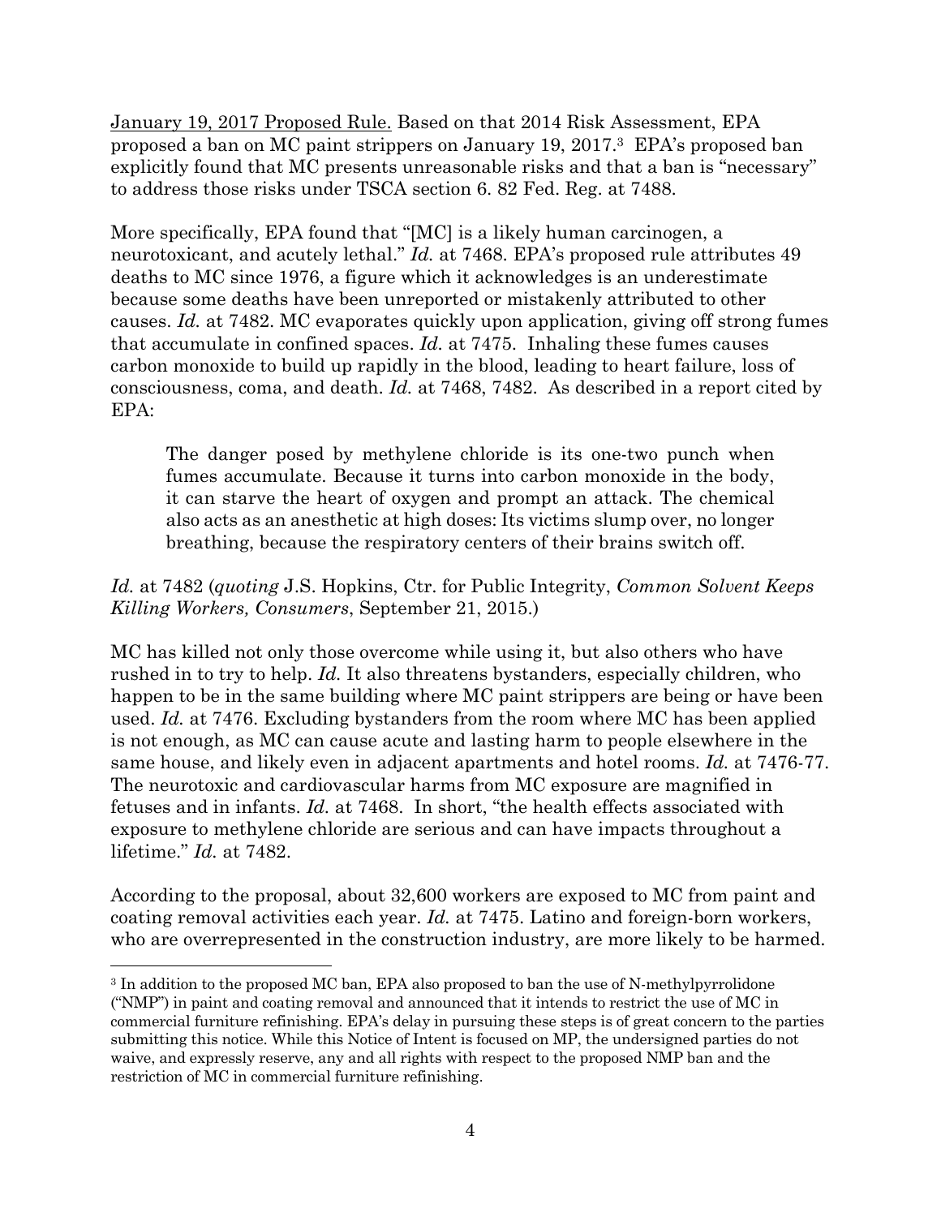January 19, 2017 Proposed Rule. Based on that 2014 Risk Assessment, EPA proposed a ban on MC paint strippers on January 19, 2017.[3] EPA's proposed ban explicitly found that MC presents unreasonable risks and that a ban is "necessary" to address those risks under TSCA section 6. 82 Fed. Reg. at 7488.

More specifically, EPA found that "[MC] is a likely human carcinogen, a neurotoxicant, and acutely lethal." *Id.* at 7468. EPA's proposed rule attributes 49 deaths to MC since 1976, a figure which it acknowledges is an underestimate because some deaths have been unreported or mistakenly attributed to other causes. *Id.* at 7482. MC evaporates quickly upon application, giving off strong fumes that accumulate in confined spaces. *Id.* at 7475. Inhaling these fumes causes carbon monoxide to build up rapidly in the blood, leading to heart failure, loss of consciousness, coma, and death. *Id.* at 7468, 7482. As described in a report cited by EPA:

> The danger posed by methylene chloride is its one-two punch when fumes accumulate. Because it turns into carbon monoxide in the body, it can starve the heart of oxygen and prompt an attack. The chemical also acts as an anesthetic at high doses: Its victims slump over, no longer breathing, because the respiratory centers of their brains switch off.

*Id.* at 7482 (*quoting* J.S. Hopkins, Ctr. for Public Integrity, *Common Solvent Keeps Killing Workers, Consumers*, September 21, 2015.)

MC has killed not only those overcome while using it, but also others who have rushed in to try to help. *Id.* It also threatens bystanders, especially children, who happen to be in the same building where MC paint strippers are being or have been used. *Id.* at 7476. Excluding bystanders from the room where MC has been applied is not enough, as MC can cause acute and lasting harm to people elsewhere in the same house, and likely even in adjacent apartments and hotel rooms. *Id.* at 7476-77. The neurotoxic and cardiovascular harms from MC exposure are magnified in fetuses and in infants. *Id.* at 7468. In short, "the health effects associated with exposure to methylene chloride are serious and can have impacts throughout a lifetime." *Id.* at 7482.

According to the proposal, about 32,600 workers are exposed to MC from paint and coating removal activities each year. *Id.* at 7475. Latino and foreign-born workers, who are overrepresented in the construction industry, are more likely to be harmed.

---

[3] In addition to the proposed MC ban, EPA also proposed to ban the use of N-methylpyrrolidone ("NMP") in paint and coating removal and announced that it intends to restrict the use of MC in commercial furniture refinishing. EPA's delay in pursuing these steps is of great concern to the parties submitting this notice. While this Notice of Intent is focused on MP, the undersigned parties do not waive, and expressly reserve, any and all rights with respect to the proposed NMP ban and the restriction of MC in commercial furniture refinishing.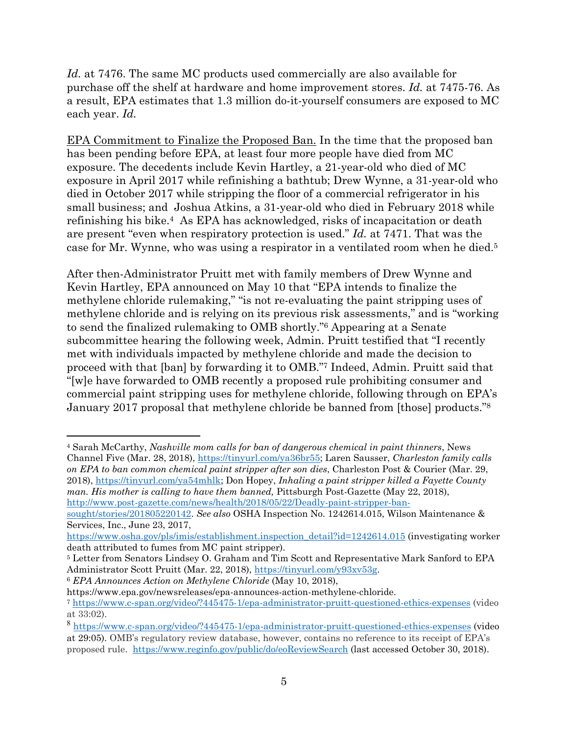*Id.* at 7476. The same MC products used commercially are also available for purchase off the shelf at hardware and home improvement stores. *Id.* at 7475-76. As a result, EPA estimates that 1.3 million do-it-yourself consumers are exposed to MC each year. *Id.*

EPA Commitment to Finalize the Proposed Ban. In the time that the proposed ban has been pending before EPA, at least four more people have died from MC exposure. The decedents include Kevin Hartley, a 21-year-old who died of MC exposure in April 2017 while refinishing a bathtub; Drew Wynne, a 31-year-old who died in October 2017 while stripping the floor of a commercial refrigerator in his small business; and Joshua Atkins, a 31-year-old who died in February 2018 while refinishing his bike.[4] As EPA has acknowledged, risks of incapacitation or death are present "even when respiratory protection is used." *Id.* at 7471. That was the case for Mr. Wynne, who was using a respirator in a ventilated room when he died.[5]

After then-Administrator Pruitt met with family members of Drew Wynne and Kevin Hartley, EPA announced on May 10 that "EPA intends to finalize the methylene chloride rulemaking," "is not re-evaluating the paint stripping uses of methylene chloride and is relying on its previous risk assessments," and is "working to send the finalized rulemaking to OMB shortly."[6] Appearing at a Senate subcommittee hearing the following week, Admin. Pruitt testified that "I recently met with individuals impacted by methylene chloride and made the decision to proceed with that [ban] by forwarding it to OMB."[7] Indeed, Admin. Pruitt said that "[w]e have forwarded to OMB recently a proposed rule prohibiting consumer and commercial paint stripping uses for methylene chloride, following through on EPA's January 2017 proposal that methylene chloride be banned from [those] products."[8]

---

[4] Sarah McCarthy, *Nashville mom calls for ban of dangerous chemical in paint thinners*, News Channel Five (Mar. 28, 2018), https://tinyurl.com/ya36br55; Laren Sausser, *Charleston family calls on EPA to ban common chemical paint stripper after son dies*, Charleston Post & Courier (Mar. 29, 2018), https://tinyurl.com/ya54mhlk; Don Hopey, *Inhaling a paint stripper killed a Fayette County man. His mother is calling to have them banned,* Pittsburgh Post-Gazette (May 22, 2018), http://www.post-gazette.com/news/health/2018/05/22/Deadly-paint-stripper-ban-sought/stories/201805220142. *See also* OSHA Inspection No. 1242614.015, Wilson Maintenance & Services, Inc., June 23, 2017, https://www.osha.gov/pls/imis/establishment.inspection_detail?id=1242614.015 (investigating worker death attributed to fumes from MC paint stripper).

[5] Letter from Senators Lindsey O. Graham and Tim Scott and Representative Mark Sanford to EPA Administrator Scott Pruitt (Mar. 22, 2018), https://tinyurl.com/y93xv53g.

[6] *EPA Announces Action on Methylene Chloride* (May 10, 2018), https://www.epa.gov/newsreleases/epa-announces-action-methylene-chloride.

[7] https://www.c-span.org/video/?445475-1/epa-administrator-pruitt-questioned-ethics-expenses (video at 33:02).

[8] https://www.c-span.org/video/?445475-1/epa-administrator-pruitt-questioned-ethics-expenses (video at 29:05). OMB's regulatory review database, however, contains no reference to its receipt of EPA's proposed rule. https://www.reginfo.gov/public/do/eoReviewSearch (last accessed October 30, 2018).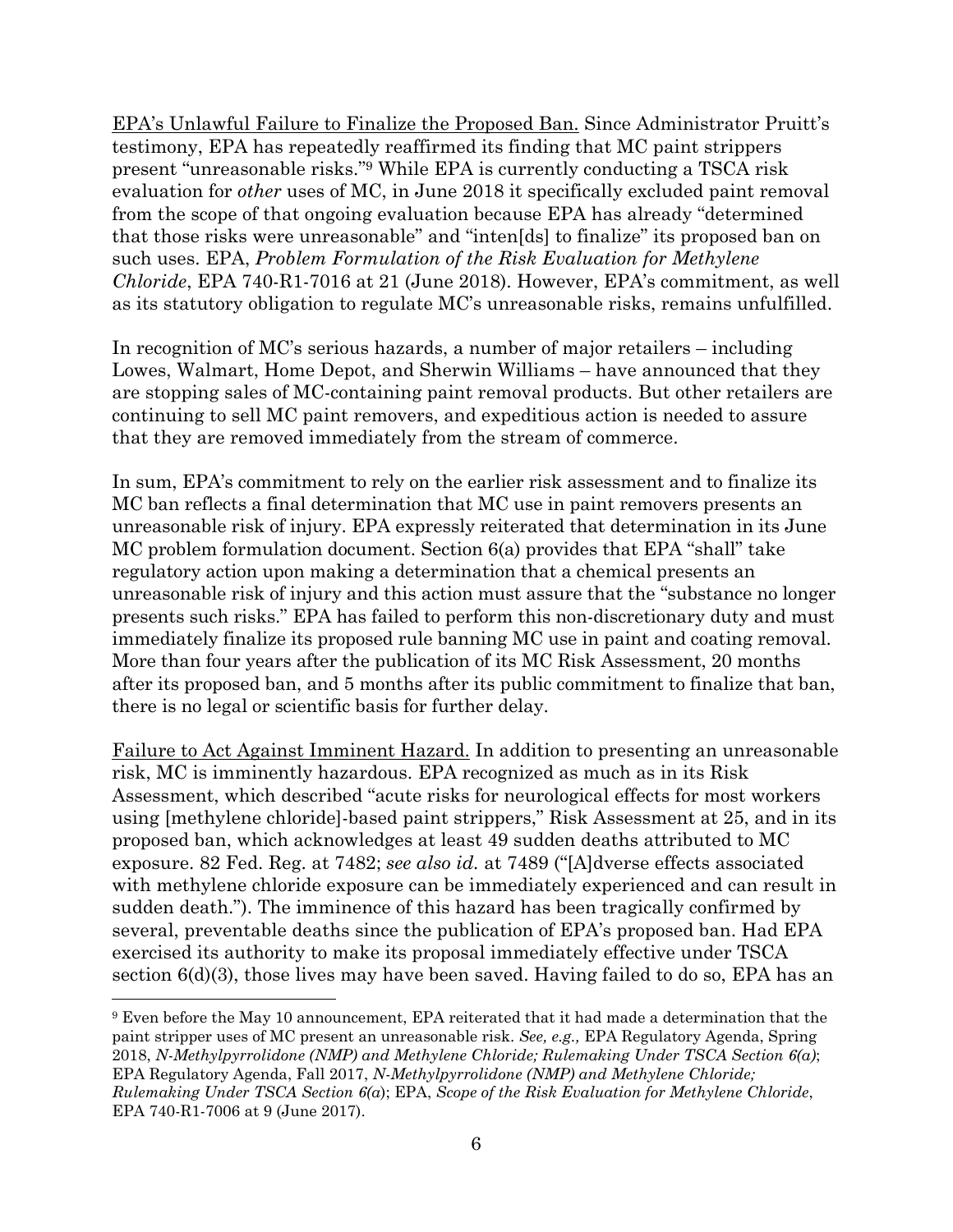EPA's Unlawful Failure to Finalize the Proposed Ban. Since Administrator Pruitt's testimony, EPA has repeatedly reaffirmed its finding that MC paint strippers present "unreasonable risks."[9] While EPA is currently conducting a TSCA risk evaluation for *other* uses of MC, in June 2018 it specifically excluded paint removal from the scope of that ongoing evaluation because EPA has already "determined that those risks were unreasonable" and "inten[ds] to finalize" its proposed ban on such uses. EPA, *Problem Formulation of the Risk Evaluation for Methylene Chloride*, EPA 740-R1-7016 at 21 (June 2018). However, EPA's commitment, as well as its statutory obligation to regulate MC's unreasonable risks, remains unfulfilled.

In recognition of MC's serious hazards, a number of major retailers – including Lowes, Walmart, Home Depot, and Sherwin Williams – have announced that they are stopping sales of MC-containing paint removal products. But other retailers are continuing to sell MC paint removers, and expeditious action is needed to assure that they are removed immediately from the stream of commerce.

In sum, EPA's commitment to rely on the earlier risk assessment and to finalize its MC ban reflects a final determination that MC use in paint removers presents an unreasonable risk of injury. EPA expressly reiterated that determination in its June MC problem formulation document. Section 6(a) provides that EPA "shall" take regulatory action upon making a determination that a chemical presents an unreasonable risk of injury and this action must assure that the "substance no longer presents such risks." EPA has failed to perform this non-discretionary duty and must immediately finalize its proposed rule banning MC use in paint and coating removal. More than four years after the publication of its MC Risk Assessment, 20 months after its proposed ban, and 5 months after its public commitment to finalize that ban, there is no legal or scientific basis for further delay.

Failure to Act Against Imminent Hazard. In addition to presenting an unreasonable risk, MC is imminently hazardous. EPA recognized as much as in its Risk Assessment, which described "acute risks for neurological effects for most workers using [methylene chloride]-based paint strippers," Risk Assessment at 25, and in its proposed ban, which acknowledges at least 49 sudden deaths attributed to MC exposure. 82 Fed. Reg. at 7482; *see also id.* at 7489 ("[A]dverse effects associated with methylene chloride exposure can be immediately experienced and can result in sudden death."). The imminence of this hazard has been tragically confirmed by several, preventable deaths since the publication of EPA's proposed ban. Had EPA exercised its authority to make its proposal immediately effective under TSCA section 6(d)(3), those lives may have been saved. Having failed to do so, EPA has an

---

[9] Even before the May 10 announcement, EPA reiterated that it had made a determination that the paint stripper uses of MC present an unreasonable risk. *See, e.g.,* EPA Regulatory Agenda, Spring 2018, *N-Methylpyrrolidone (NMP) and Methylene Chloride; Rulemaking Under TSCA Section 6(a)*; EPA Regulatory Agenda, Fall 2017, *N-Methylpyrrolidone (NMP) and Methylene Chloride; Rulemaking Under TSCA Section 6(a*); EPA, *Scope of the Risk Evaluation for Methylene Chloride*, EPA 740-R1-7006 at 9 (June 2017).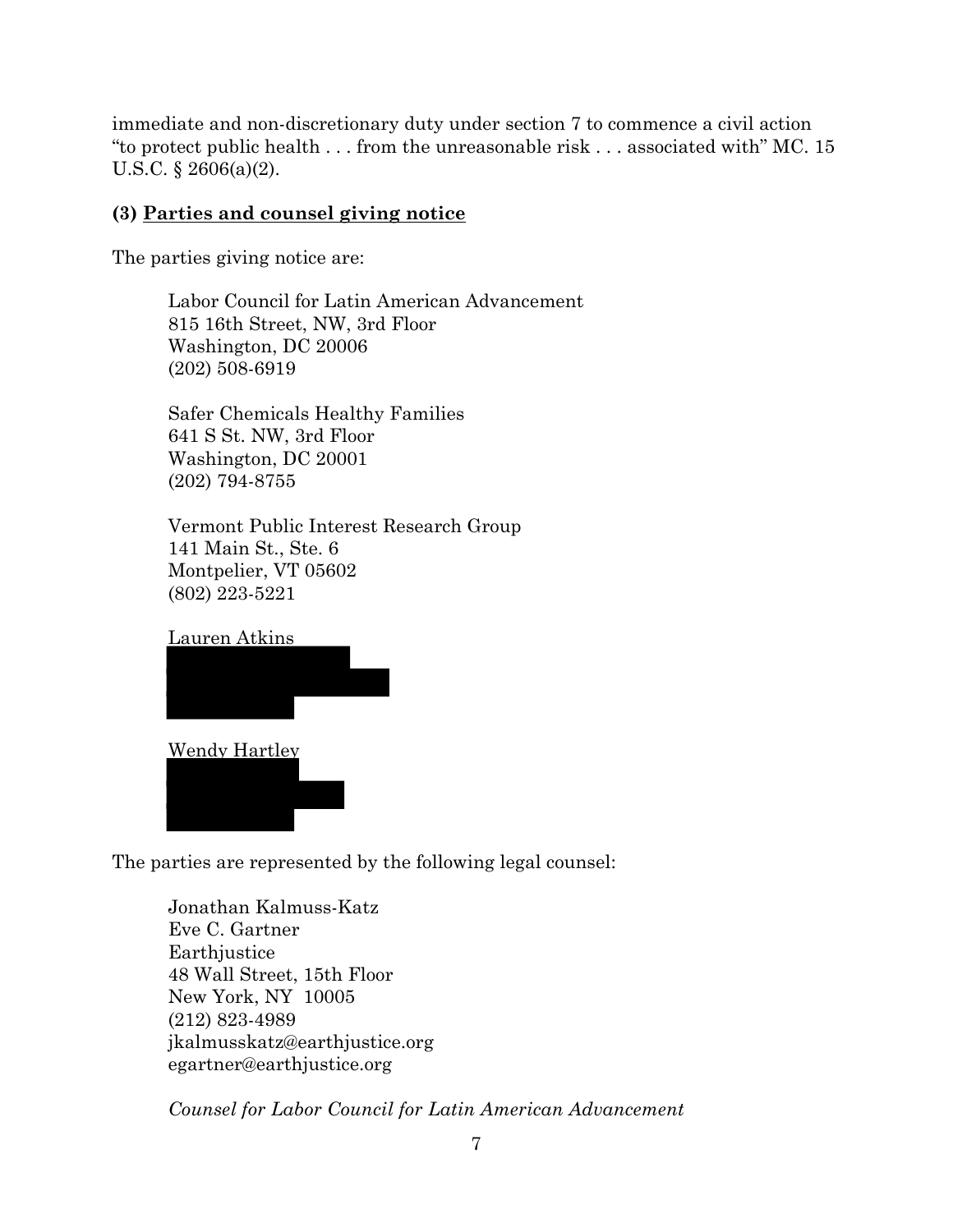immediate and non-discretionary duty under section 7 to commence a civil action "to protect public health . . . from the unreasonable risk . . . associated with" MC. 15 U.S.C. § 2606(a)(2).

**(3) Parties and counsel giving notice**

The parties giving notice are:

Labor Council for Latin American Advancement
815 16th Street, NW, 3rd Floor
Washington, DC 20006
(202) 508-6919

Safer Chemicals Healthy Families
641 S St. NW, 3rd Floor
Washington, DC 20001
(202) 794-8755

Vermont Public Interest Research Group
141 Main St., Ste. 6
Montpelier, VT 05602
(802) 223-5221

Lauren Atkins

Wendy Hartley

The parties are represented by the following legal counsel:

Jonathan Kalmuss-Katz
Eve C. Gartner
Earthjustice
48 Wall Street, 15th Floor
New York, NY 10005
(212) 823-4989
jkalmusskatz@earthjustice.org
egartner@earthjustice.org

*Counsel for Labor Council for Latin American Advancement*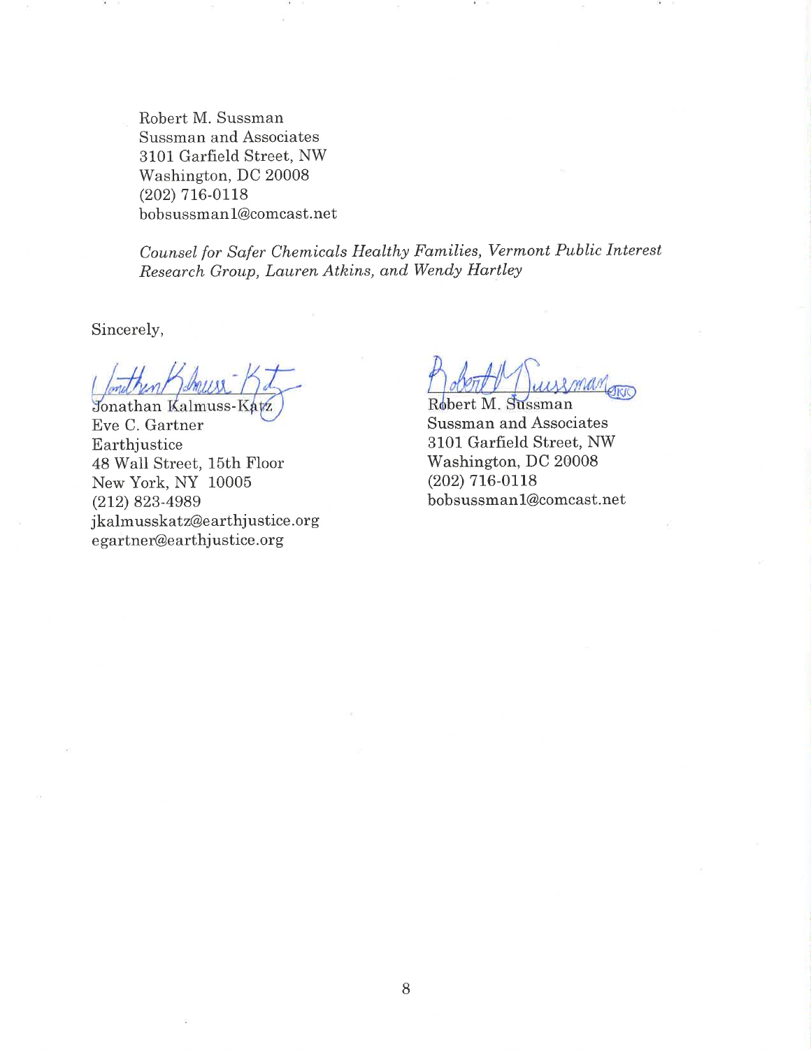Robert M. Sussman
Sussman and Associates
3101 Garfield Street, NW
Washington, DC 20008
(202) 716-0118
bobsussman1@comcast.net

*Counsel for Safer Chemicals Healthy Families, Vermont Public Interest Research Group, Lauren Atkins, and Wendy Hartley*

Sincerely,

Jonathan Kalmuss-Katz
Eve C. Gartner
Earthjustice
48 Wall Street, 15th Floor
New York, NY 10005
(212) 823-4989
jkalmusskatz@earthjustice.org
egartner@earthjustice.org

Robert M. Sussman
Sussman and Associates
3101 Garfield Street, NW
Washington, DC 20008
(202) 716-0118
bobsussman1@comcast.net